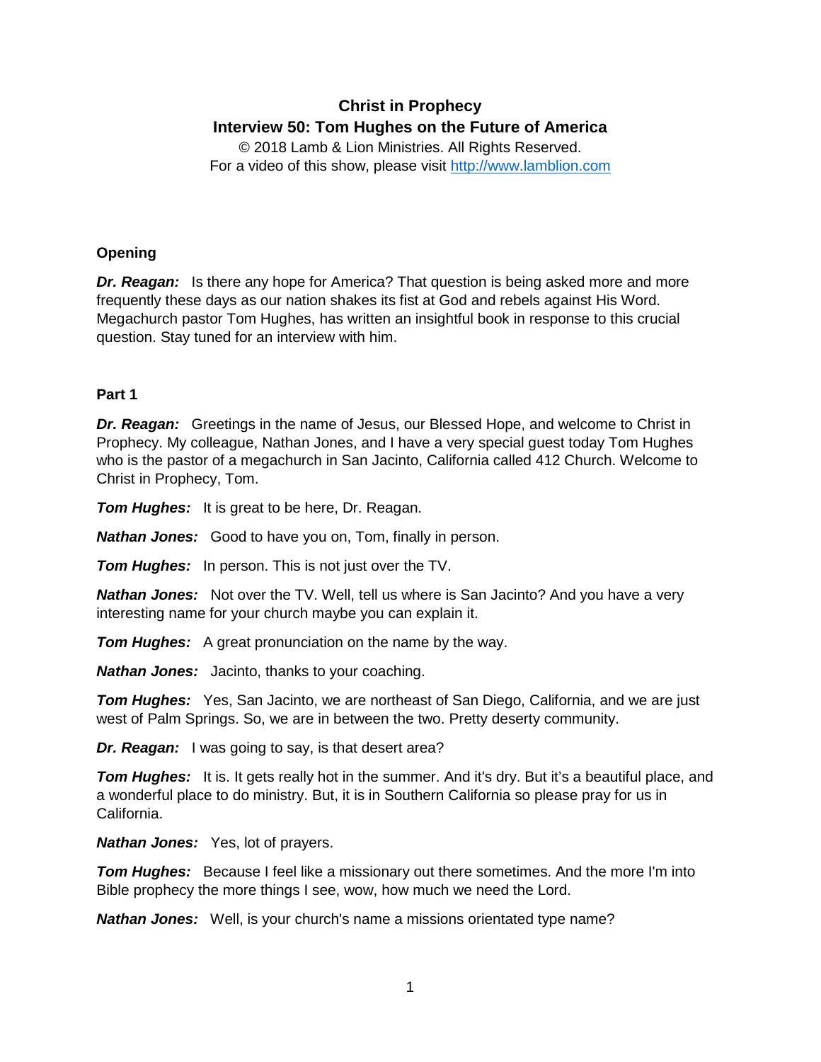# Christ in Prophecy

## Interview 50: Tom Hughes on the Future of America

© 2018 Lamb & Lion Ministries. All Rights Reserved.
For a video of this show, please visit http://www.lamblion.com

### Opening

***Dr. Reagan:*** Is there any hope for America? That question is being asked more and more frequently these days as our nation shakes its fist at God and rebels against His Word. Megachurch pastor Tom Hughes, has written an insightful book in response to this crucial question. Stay tuned for an interview with him.

### Part 1

***Dr. Reagan:*** Greetings in the name of Jesus, our Blessed Hope, and welcome to Christ in Prophecy. My colleague, Nathan Jones, and I have a very special guest today Tom Hughes who is the pastor of a megachurch in San Jacinto, California called 412 Church. Welcome to Christ in Prophecy, Tom.

***Tom Hughes:*** It is great to be here, Dr. Reagan.

***Nathan Jones:*** Good to have you on, Tom, finally in person.

***Tom Hughes:*** In person. This is not just over the TV.

***Nathan Jones:*** Not over the TV. Well, tell us where is San Jacinto? And you have a very interesting name for your church maybe you can explain it.

***Tom Hughes:*** A great pronunciation on the name by the way.

***Nathan Jones:*** Jacinto, thanks to your coaching.

***Tom Hughes:*** Yes, San Jacinto, we are northeast of San Diego, California, and we are just west of Palm Springs. So, we are in between the two. Pretty deserty community.

***Dr. Reagan:*** I was going to say, is that desert area?

***Tom Hughes:*** It is. It gets really hot in the summer. And it's dry. But it's a beautiful place, and a wonderful place to do ministry. But, it is in Southern California so please pray for us in California.

***Nathan Jones:*** Yes, lot of prayers.

***Tom Hughes:*** Because I feel like a missionary out there sometimes. And the more I'm into Bible prophecy the more things I see, wow, how much we need the Lord.

***Nathan Jones:*** Well, is your church's name a missions orientated type name?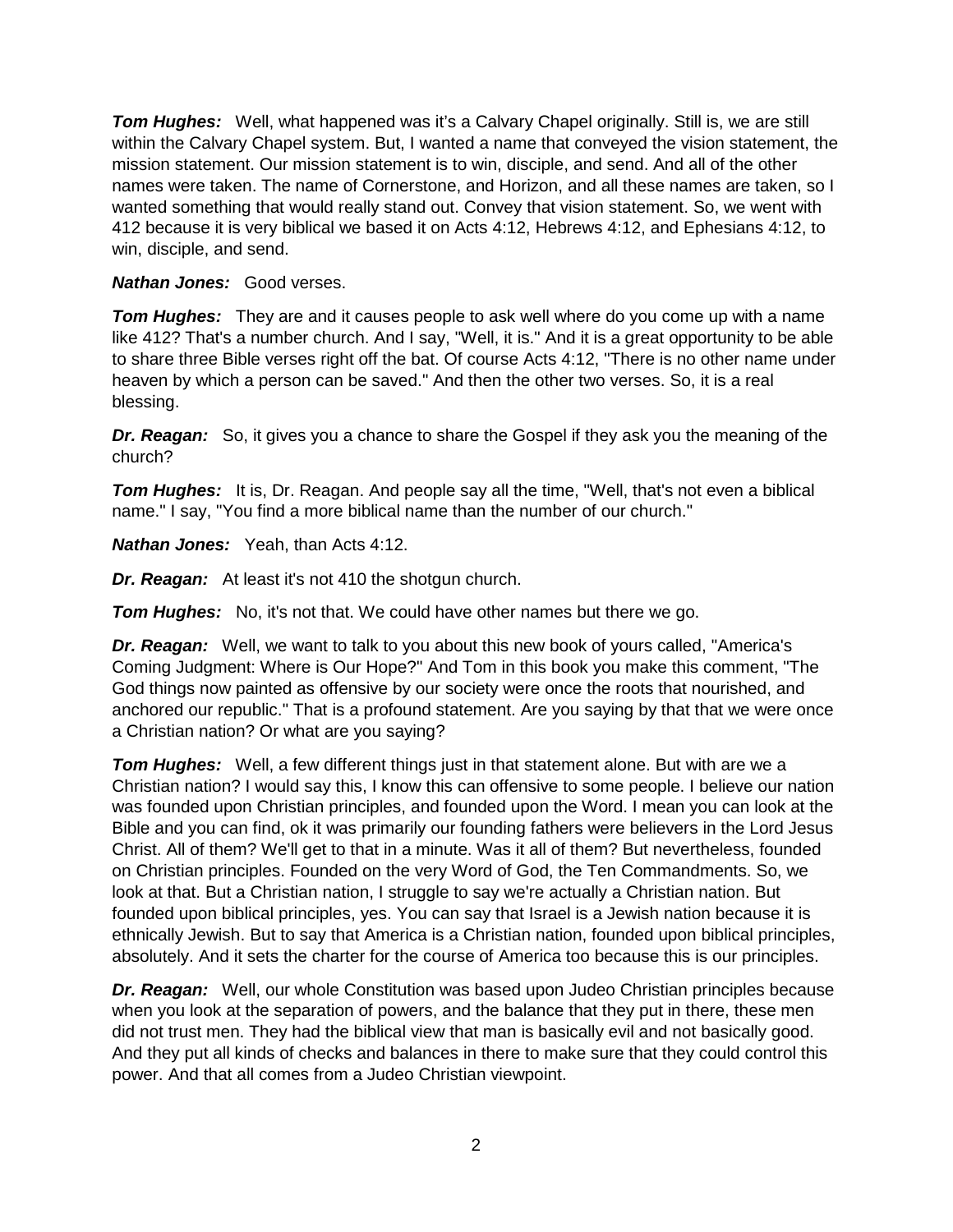***Tom Hughes:*** Well, what happened was it's a Calvary Chapel originally. Still is, we are still within the Calvary Chapel system. But, I wanted a name that conveyed the vision statement, the mission statement. Our mission statement is to win, disciple, and send. And all of the other names were taken. The name of Cornerstone, and Horizon, and all these names are taken, so I wanted something that would really stand out. Convey that vision statement. So, we went with 412 because it is very biblical we based it on Acts 4:12, Hebrews 4:12, and Ephesians 4:12, to win, disciple, and send.

***Nathan Jones:*** Good verses.

***Tom Hughes:*** They are and it causes people to ask well where do you come up with a name like 412? That's a number church. And I say, "Well, it is." And it is a great opportunity to be able to share three Bible verses right off the bat. Of course Acts 4:12, "There is no other name under heaven by which a person can be saved." And then the other two verses. So, it is a real blessing.

***Dr. Reagan:*** So, it gives you a chance to share the Gospel if they ask you the meaning of the church?

***Tom Hughes:*** It is, Dr. Reagan. And people say all the time, "Well, that's not even a biblical name." I say, "You find a more biblical name than the number of our church."

***Nathan Jones:*** Yeah, than Acts 4:12.

***Dr. Reagan:*** At least it's not 410 the shotgun church.

***Tom Hughes:*** No, it's not that. We could have other names but there we go.

***Dr. Reagan:*** Well, we want to talk to you about this new book of yours called, "America's Coming Judgment: Where is Our Hope?" And Tom in this book you make this comment, "The God things now painted as offensive by our society were once the roots that nourished, and anchored our republic." That is a profound statement. Are you saying by that that we were once a Christian nation? Or what are you saying?

***Tom Hughes:*** Well, a few different things just in that statement alone. But with are we a Christian nation? I would say this, I know this can offensive to some people. I believe our nation was founded upon Christian principles, and founded upon the Word. I mean you can look at the Bible and you can find, ok it was primarily our founding fathers were believers in the Lord Jesus Christ. All of them? We'll get to that in a minute. Was it all of them? But nevertheless, founded on Christian principles. Founded on the very Word of God, the Ten Commandments. So, we look at that. But a Christian nation, I struggle to say we're actually a Christian nation. But founded upon biblical principles, yes. You can say that Israel is a Jewish nation because it is ethnically Jewish. But to say that America is a Christian nation, founded upon biblical principles, absolutely. And it sets the charter for the course of America too because this is our principles.

***Dr. Reagan:*** Well, our whole Constitution was based upon Judeo Christian principles because when you look at the separation of powers, and the balance that they put in there, these men did not trust men. They had the biblical view that man is basically evil and not basically good. And they put all kinds of checks and balances in there to make sure that they could control this power. And that all comes from a Judeo Christian viewpoint.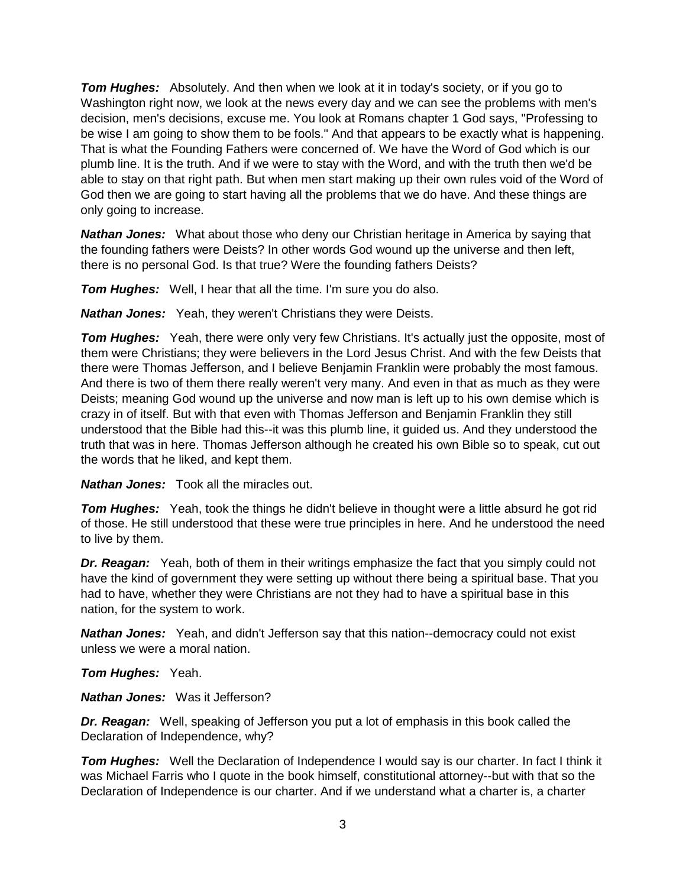***Tom Hughes:*** Absolutely. And then when we look at it in today's society, or if you go to Washington right now, we look at the news every day and we can see the problems with men's decision, men's decisions, excuse me. You look at Romans chapter 1 God says, "Professing to be wise I am going to show them to be fools." And that appears to be exactly what is happening. That is what the Founding Fathers were concerned of. We have the Word of God which is our plumb line. It is the truth. And if we were to stay with the Word, and with the truth then we'd be able to stay on that right path. But when men start making up their own rules void of the Word of God then we are going to start having all the problems that we do have. And these things are only going to increase.

***Nathan Jones:*** What about those who deny our Christian heritage in America by saying that the founding fathers were Deists? In other words God wound up the universe and then left, there is no personal God. Is that true? Were the founding fathers Deists?

***Tom Hughes:*** Well, I hear that all the time. I'm sure you do also.

***Nathan Jones:*** Yeah, they weren't Christians they were Deists.

***Tom Hughes:*** Yeah, there were only very few Christians. It's actually just the opposite, most of them were Christians; they were believers in the Lord Jesus Christ. And with the few Deists that there were Thomas Jefferson, and I believe Benjamin Franklin were probably the most famous. And there is two of them there really weren't very many. And even in that as much as they were Deists; meaning God wound up the universe and now man is left up to his own demise which is crazy in of itself. But with that even with Thomas Jefferson and Benjamin Franklin they still understood that the Bible had this--it was this plumb line, it guided us. And they understood the truth that was in here. Thomas Jefferson although he created his own Bible so to speak, cut out the words that he liked, and kept them.

***Nathan Jones:*** Took all the miracles out.

***Tom Hughes:*** Yeah, took the things he didn't believe in thought were a little absurd he got rid of those. He still understood that these were true principles in here. And he understood the need to live by them.

***Dr. Reagan:*** Yeah, both of them in their writings emphasize the fact that you simply could not have the kind of government they were setting up without there being a spiritual base. That you had to have, whether they were Christians are not they had to have a spiritual base in this nation, for the system to work.

***Nathan Jones:*** Yeah, and didn't Jefferson say that this nation--democracy could not exist unless we were a moral nation.

***Tom Hughes:*** Yeah.

***Nathan Jones:*** Was it Jefferson?

***Dr. Reagan:*** Well, speaking of Jefferson you put a lot of emphasis in this book called the Declaration of Independence, why?

***Tom Hughes:*** Well the Declaration of Independence I would say is our charter. In fact I think it was Michael Farris who I quote in the book himself, constitutional attorney--but with that so the Declaration of Independence is our charter. And if we understand what a charter is, a charter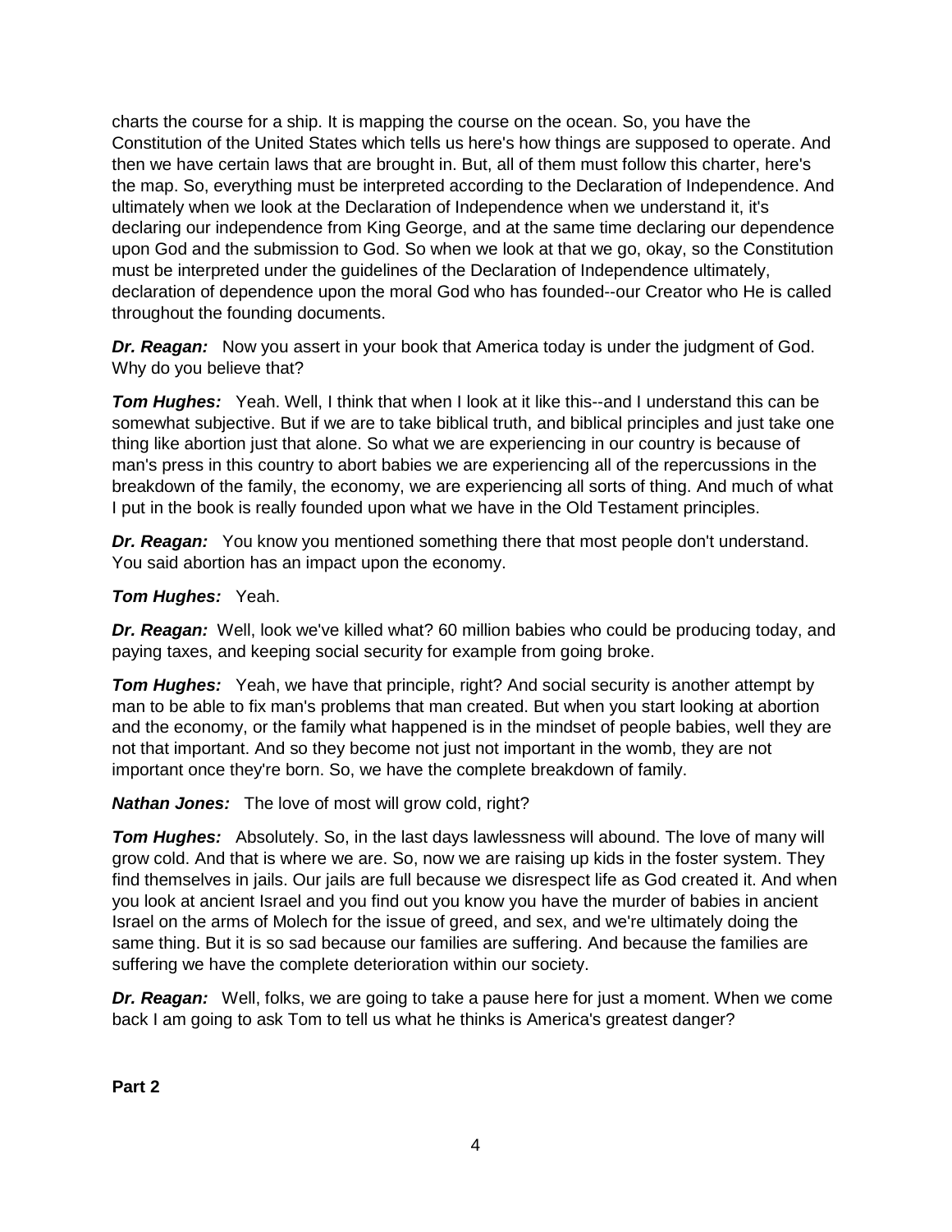charts the course for a ship. It is mapping the course on the ocean. So, you have the Constitution of the United States which tells us here's how things are supposed to operate. And then we have certain laws that are brought in. But, all of them must follow this charter, here's the map. So, everything must be interpreted according to the Declaration of Independence. And ultimately when we look at the Declaration of Independence when we understand it, it's declaring our independence from King George, and at the same time declaring our dependence upon God and the submission to God. So when we look at that we go, okay, so the Constitution must be interpreted under the guidelines of the Declaration of Independence ultimately, declaration of dependence upon the moral God who has founded--our Creator who He is called throughout the founding documents.

***Dr. Reagan:*** Now you assert in your book that America today is under the judgment of God. Why do you believe that?

***Tom Hughes:*** Yeah. Well, I think that when I look at it like this--and I understand this can be somewhat subjective. But if we are to take biblical truth, and biblical principles and just take one thing like abortion just that alone. So what we are experiencing in our country is because of man's press in this country to abort babies we are experiencing all of the repercussions in the breakdown of the family, the economy, we are experiencing all sorts of thing. And much of what I put in the book is really founded upon what we have in the Old Testament principles.

***Dr. Reagan:*** You know you mentioned something there that most people don't understand. You said abortion has an impact upon the economy.

***Tom Hughes:*** Yeah.

***Dr. Reagan:*** Well, look we've killed what? 60 million babies who could be producing today, and paying taxes, and keeping social security for example from going broke.

***Tom Hughes:*** Yeah, we have that principle, right? And social security is another attempt by man to be able to fix man's problems that man created. But when you start looking at abortion and the economy, or the family what happened is in the mindset of people babies, well they are not that important. And so they become not just not important in the womb, they are not important once they're born. So, we have the complete breakdown of family.

***Nathan Jones:*** The love of most will grow cold, right?

***Tom Hughes:*** Absolutely. So, in the last days lawlessness will abound. The love of many will grow cold. And that is where we are. So, now we are raising up kids in the foster system. They find themselves in jails. Our jails are full because we disrespect life as God created it. And when you look at ancient Israel and you find out you know you have the murder of babies in ancient Israel on the arms of Molech for the issue of greed, and sex, and we're ultimately doing the same thing. But it is so sad because our families are suffering. And because the families are suffering we have the complete deterioration within our society.

***Dr. Reagan:*** Well, folks, we are going to take a pause here for just a moment. When we come back I am going to ask Tom to tell us what he thinks is America's greatest danger?

**Part 2**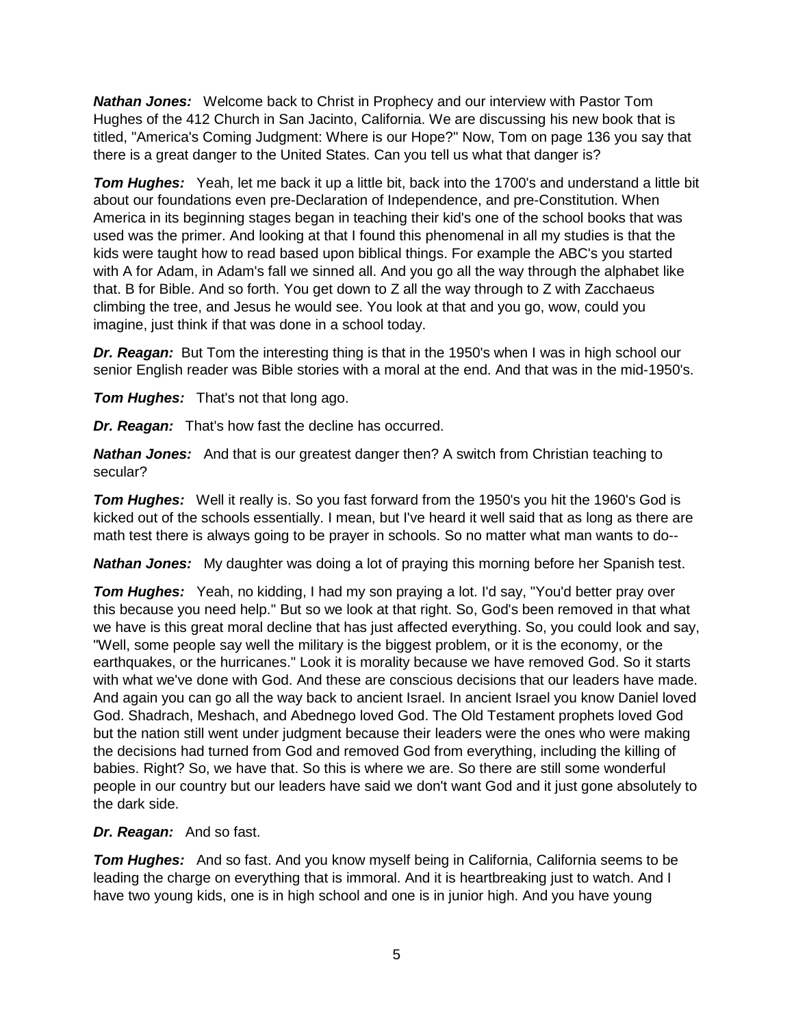***Nathan Jones:*** Welcome back to Christ in Prophecy and our interview with Pastor Tom Hughes of the 412 Church in San Jacinto, California. We are discussing his new book that is titled, "America's Coming Judgment: Where is our Hope?" Now, Tom on page 136 you say that there is a great danger to the United States. Can you tell us what that danger is?

***Tom Hughes:*** Yeah, let me back it up a little bit, back into the 1700's and understand a little bit about our foundations even pre-Declaration of Independence, and pre-Constitution. When America in its beginning stages began in teaching their kid's one of the school books that was used was the primer. And looking at that I found this phenomenal in all my studies is that the kids were taught how to read based upon biblical things. For example the ABC's you started with A for Adam, in Adam's fall we sinned all. And you go all the way through the alphabet like that. B for Bible. And so forth. You get down to Z all the way through to Z with Zacchaeus climbing the tree, and Jesus he would see. You look at that and you go, wow, could you imagine, just think if that was done in a school today.

***Dr. Reagan:*** But Tom the interesting thing is that in the 1950's when I was in high school our senior English reader was Bible stories with a moral at the end. And that was in the mid-1950's.

***Tom Hughes:*** That's not that long ago.

***Dr. Reagan:*** That's how fast the decline has occurred.

***Nathan Jones:*** And that is our greatest danger then? A switch from Christian teaching to secular?

***Tom Hughes:*** Well it really is. So you fast forward from the 1950's you hit the 1960's God is kicked out of the schools essentially. I mean, but I've heard it well said that as long as there are math test there is always going to be prayer in schools. So no matter what man wants to do--

***Nathan Jones:*** My daughter was doing a lot of praying this morning before her Spanish test.

***Tom Hughes:*** Yeah, no kidding, I had my son praying a lot. I'd say, "You'd better pray over this because you need help." But so we look at that right. So, God's been removed in that what we have is this great moral decline that has just affected everything. So, you could look and say, "Well, some people say well the military is the biggest problem, or it is the economy, or the earthquakes, or the hurricanes." Look it is morality because we have removed God. So it starts with what we've done with God. And these are conscious decisions that our leaders have made. And again you can go all the way back to ancient Israel. In ancient Israel you know Daniel loved God. Shadrach, Meshach, and Abednego loved God. The Old Testament prophets loved God but the nation still went under judgment because their leaders were the ones who were making the decisions had turned from God and removed God from everything, including the killing of babies. Right? So, we have that. So this is where we are. So there are still some wonderful people in our country but our leaders have said we don't want God and it just gone absolutely to the dark side.

***Dr. Reagan:*** And so fast.

***Tom Hughes:*** And so fast. And you know myself being in California, California seems to be leading the charge on everything that is immoral. And it is heartbreaking just to watch. And I have two young kids, one is in high school and one is in junior high. And you have young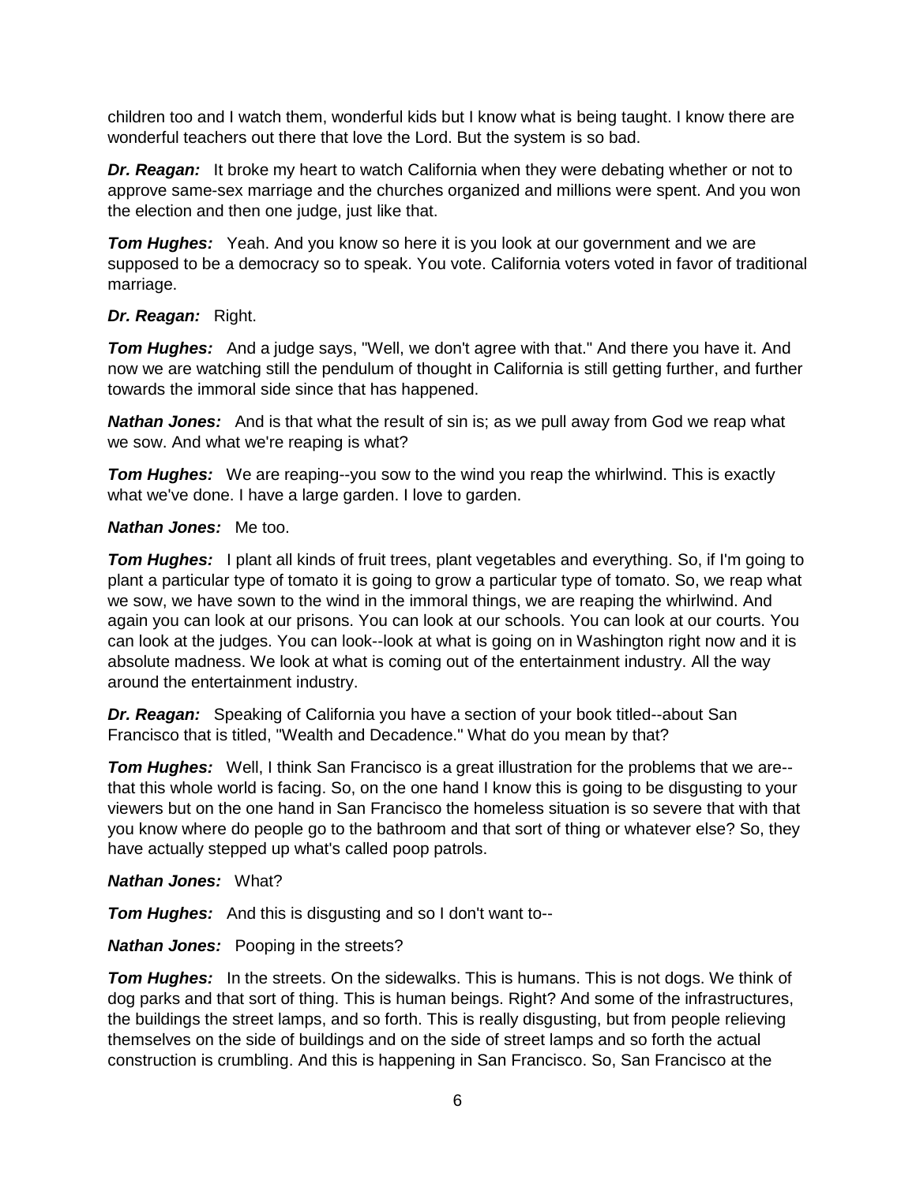children too and I watch them, wonderful kids but I know what is being taught. I know there are wonderful teachers out there that love the Lord. But the system is so bad.

***Dr. Reagan:*** It broke my heart to watch California when they were debating whether or not to approve same-sex marriage and the churches organized and millions were spent. And you won the election and then one judge, just like that.

***Tom Hughes:*** Yeah. And you know so here it is you look at our government and we are supposed to be a democracy so to speak. You vote. California voters voted in favor of traditional marriage.

***Dr. Reagan:*** Right.

***Tom Hughes:*** And a judge says, "Well, we don't agree with that." And there you have it. And now we are watching still the pendulum of thought in California is still getting further, and further towards the immoral side since that has happened.

***Nathan Jones:*** And is that what the result of sin is; as we pull away from God we reap what we sow. And what we're reaping is what?

***Tom Hughes:*** We are reaping--you sow to the wind you reap the whirlwind. This is exactly what we've done. I have a large garden. I love to garden.

***Nathan Jones:*** Me too.

***Tom Hughes:*** I plant all kinds of fruit trees, plant vegetables and everything. So, if I'm going to plant a particular type of tomato it is going to grow a particular type of tomato. So, we reap what we sow, we have sown to the wind in the immoral things, we are reaping the whirlwind. And again you can look at our prisons. You can look at our schools. You can look at our courts. You can look at the judges. You can look--look at what is going on in Washington right now and it is absolute madness. We look at what is coming out of the entertainment industry. All the way around the entertainment industry.

***Dr. Reagan:*** Speaking of California you have a section of your book titled--about San Francisco that is titled, "Wealth and Decadence." What do you mean by that?

***Tom Hughes:*** Well, I think San Francisco is a great illustration for the problems that we are--that this whole world is facing. So, on the one hand I know this is going to be disgusting to your viewers but on the one hand in San Francisco the homeless situation is so severe that with that you know where do people go to the bathroom and that sort of thing or whatever else? So, they have actually stepped up what's called poop patrols.

***Nathan Jones:*** What?

***Tom Hughes:*** And this is disgusting and so I don't want to--

***Nathan Jones:*** Pooping in the streets?

***Tom Hughes:*** In the streets. On the sidewalks. This is humans. This is not dogs. We think of dog parks and that sort of thing. This is human beings. Right? And some of the infrastructures, the buildings the street lamps, and so forth. This is really disgusting, but from people relieving themselves on the side of buildings and on the side of street lamps and so forth the actual construction is crumbling. And this is happening in San Francisco. So, San Francisco at the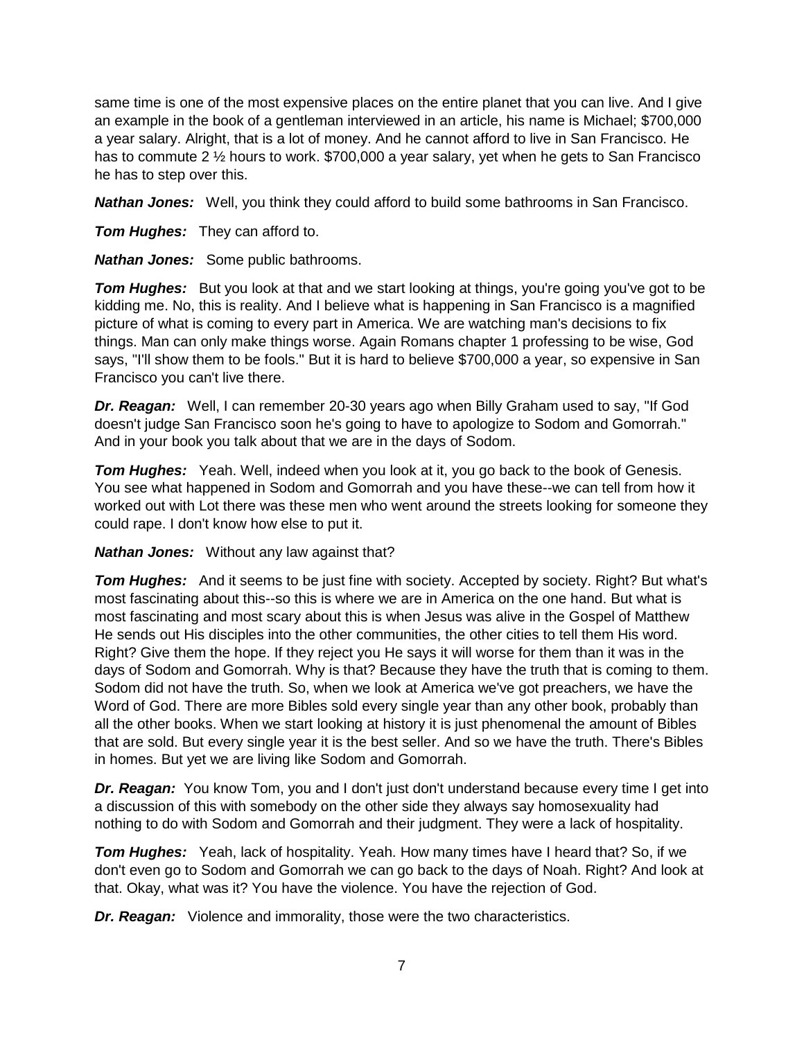same time is one of the most expensive places on the entire planet that you can live. And I give an example in the book of a gentleman interviewed in an article, his name is Michael; $700,000 a year salary. Alright, that is a lot of money. And he cannot afford to live in San Francisco. He has to commute 2 ½ hours to work. $700,000 a year salary, yet when he gets to San Francisco he has to step over this.

***Nathan Jones:*** Well, you think they could afford to build some bathrooms in San Francisco.

***Tom Hughes:*** They can afford to.

***Nathan Jones:*** Some public bathrooms.

***Tom Hughes:*** But you look at that and we start looking at things, you're going you've got to be kidding me. No, this is reality. And I believe what is happening in San Francisco is a magnified picture of what is coming to every part in America. We are watching man's decisions to fix things. Man can only make things worse. Again Romans chapter 1 professing to be wise, God says, "I'll show them to be fools." But it is hard to believe $700,000 a year, so expensive in San Francisco you can't live there.

***Dr. Reagan:*** Well, I can remember 20-30 years ago when Billy Graham used to say, "If God doesn't judge San Francisco soon he's going to have to apologize to Sodom and Gomorrah." And in your book you talk about that we are in the days of Sodom.

***Tom Hughes:*** Yeah. Well, indeed when you look at it, you go back to the book of Genesis. You see what happened in Sodom and Gomorrah and you have these--we can tell from how it worked out with Lot there was these men who went around the streets looking for someone they could rape. I don't know how else to put it.

***Nathan Jones:*** Without any law against that?

***Tom Hughes:*** And it seems to be just fine with society. Accepted by society. Right? But what's most fascinating about this--so this is where we are in America on the one hand. But what is most fascinating and most scary about this is when Jesus was alive in the Gospel of Matthew He sends out His disciples into the other communities, the other cities to tell them His word. Right? Give them the hope. If they reject you He says it will worse for them than it was in the days of Sodom and Gomorrah. Why is that? Because they have the truth that is coming to them. Sodom did not have the truth. So, when we look at America we've got preachers, we have the Word of God. There are more Bibles sold every single year than any other book, probably than all the other books. When we start looking at history it is just phenomenal the amount of Bibles that are sold. But every single year it is the best seller. And so we have the truth. There's Bibles in homes. But yet we are living like Sodom and Gomorrah.

***Dr. Reagan:*** You know Tom, you and I don't just don't understand because every time I get into a discussion of this with somebody on the other side they always say homosexuality had nothing to do with Sodom and Gomorrah and their judgment. They were a lack of hospitality.

***Tom Hughes:*** Yeah, lack of hospitality. Yeah. How many times have I heard that? So, if we don't even go to Sodom and Gomorrah we can go back to the days of Noah. Right? And look at that. Okay, what was it? You have the violence. You have the rejection of God.

***Dr. Reagan:*** Violence and immorality, those were the two characteristics.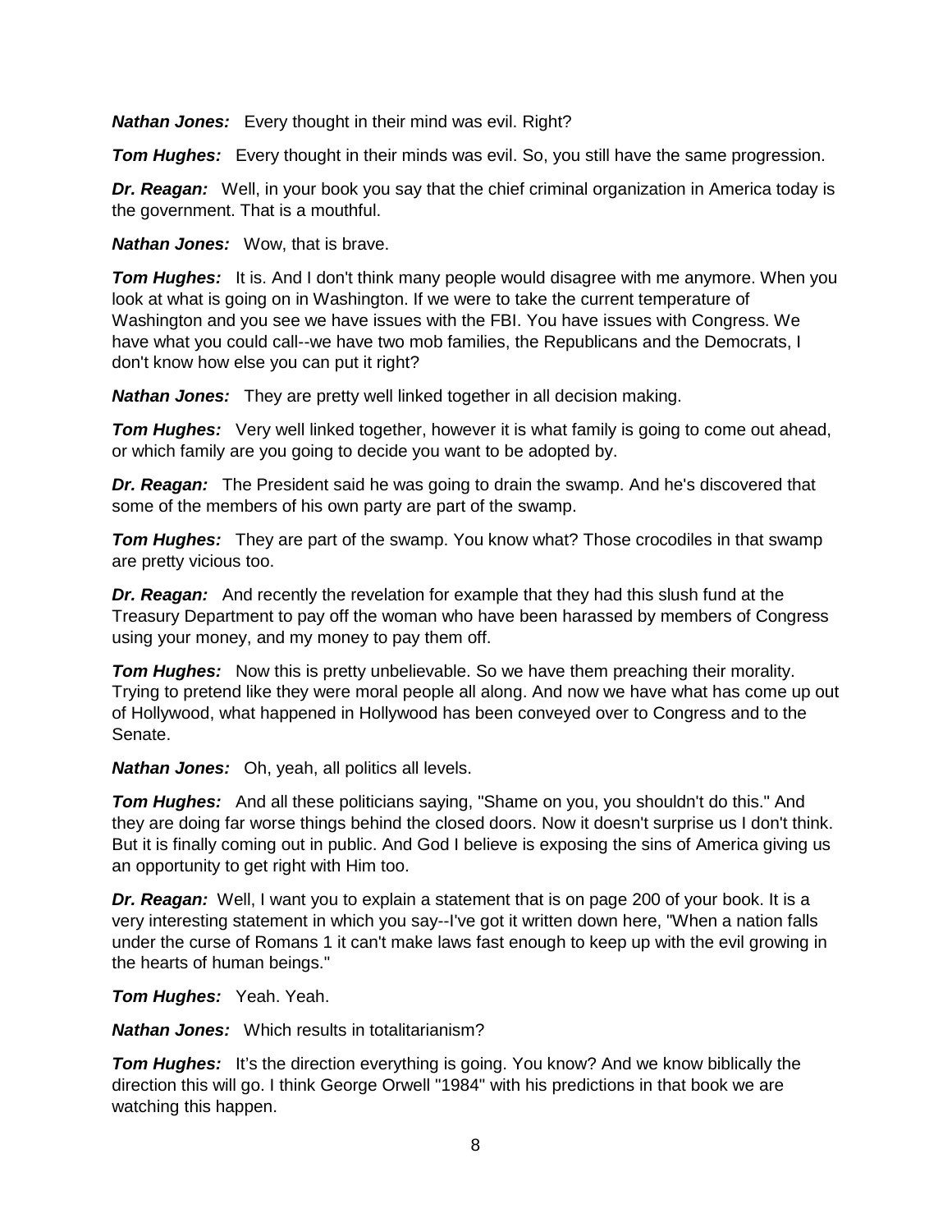***Nathan Jones:*** Every thought in their mind was evil. Right?

***Tom Hughes:*** Every thought in their minds was evil. So, you still have the same progression.

***Dr. Reagan:*** Well, in your book you say that the chief criminal organization in America today is the government. That is a mouthful.

***Nathan Jones:*** Wow, that is brave.

***Tom Hughes:*** It is. And I don't think many people would disagree with me anymore. When you look at what is going on in Washington. If we were to take the current temperature of Washington and you see we have issues with the FBI. You have issues with Congress. We have what you could call--we have two mob families, the Republicans and the Democrats, I don't know how else you can put it right?

***Nathan Jones:*** They are pretty well linked together in all decision making.

***Tom Hughes:*** Very well linked together, however it is what family is going to come out ahead, or which family are you going to decide you want to be adopted by.

***Dr. Reagan:*** The President said he was going to drain the swamp. And he's discovered that some of the members of his own party are part of the swamp.

***Tom Hughes:*** They are part of the swamp. You know what? Those crocodiles in that swamp are pretty vicious too.

***Dr. Reagan:*** And recently the revelation for example that they had this slush fund at the Treasury Department to pay off the woman who have been harassed by members of Congress using your money, and my money to pay them off.

***Tom Hughes:*** Now this is pretty unbelievable. So we have them preaching their morality. Trying to pretend like they were moral people all along. And now we have what has come up out of Hollywood, what happened in Hollywood has been conveyed over to Congress and to the Senate.

***Nathan Jones:*** Oh, yeah, all politics all levels.

***Tom Hughes:*** And all these politicians saying, "Shame on you, you shouldn't do this." And they are doing far worse things behind the closed doors. Now it doesn't surprise us I don't think. But it is finally coming out in public. And God I believe is exposing the sins of America giving us an opportunity to get right with Him too.

***Dr. Reagan:*** Well, I want you to explain a statement that is on page 200 of your book. It is a very interesting statement in which you say--I've got it written down here, "When a nation falls under the curse of Romans 1 it can't make laws fast enough to keep up with the evil growing in the hearts of human beings."

***Tom Hughes:*** Yeah. Yeah.

***Nathan Jones:*** Which results in totalitarianism?

***Tom Hughes:*** It's the direction everything is going. You know? And we know biblically the direction this will go. I think George Orwell "1984" with his predictions in that book we are watching this happen.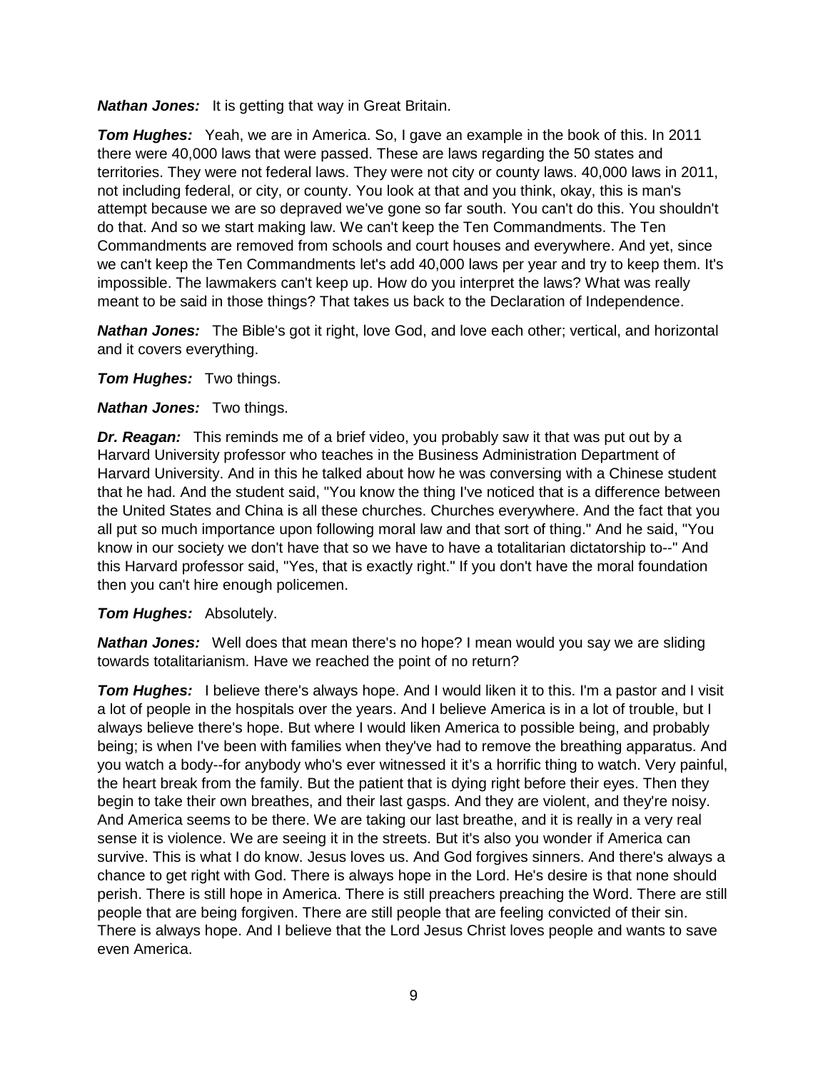***Nathan Jones:*** It is getting that way in Great Britain.

***Tom Hughes:*** Yeah, we are in America. So, I gave an example in the book of this. In 2011 there were 40,000 laws that were passed. These are laws regarding the 50 states and territories. They were not federal laws. They were not city or county laws. 40,000 laws in 2011, not including federal, or city, or county. You look at that and you think, okay, this is man's attempt because we are so depraved we've gone so far south. You can't do this. You shouldn't do that. And so we start making law. We can't keep the Ten Commandments. The Ten Commandments are removed from schools and court houses and everywhere. And yet, since we can't keep the Ten Commandments let's add 40,000 laws per year and try to keep them. It's impossible. The lawmakers can't keep up. How do you interpret the laws? What was really meant to be said in those things? That takes us back to the Declaration of Independence.

***Nathan Jones:*** The Bible's got it right, love God, and love each other; vertical, and horizontal and it covers everything.

***Tom Hughes:*** Two things.

***Nathan Jones:*** Two things.

***Dr. Reagan:*** This reminds me of a brief video, you probably saw it that was put out by a Harvard University professor who teaches in the Business Administration Department of Harvard University. And in this he talked about how he was conversing with a Chinese student that he had. And the student said, "You know the thing I've noticed that is a difference between the United States and China is all these churches. Churches everywhere. And the fact that you all put so much importance upon following moral law and that sort of thing." And he said, "You know in our society we don't have that so we have to have a totalitarian dictatorship to--" And this Harvard professor said, "Yes, that is exactly right." If you don't have the moral foundation then you can't hire enough policemen.

***Tom Hughes:*** Absolutely.

***Nathan Jones:*** Well does that mean there's no hope? I mean would you say we are sliding towards totalitarianism. Have we reached the point of no return?

***Tom Hughes:*** I believe there's always hope. And I would liken it to this. I'm a pastor and I visit a lot of people in the hospitals over the years. And I believe America is in a lot of trouble, but I always believe there's hope. But where I would liken America to possible being, and probably being; is when I've been with families when they've had to remove the breathing apparatus. And you watch a body--for anybody who's ever witnessed it it's a horrific thing to watch. Very painful, the heart break from the family. But the patient that is dying right before their eyes. Then they begin to take their own breathes, and their last gasps. And they are violent, and they're noisy. And America seems to be there. We are taking our last breathe, and it is really in a very real sense it is violence. We are seeing it in the streets. But it's also you wonder if America can survive. This is what I do know. Jesus loves us. And God forgives sinners. And there's always a chance to get right with God. There is always hope in the Lord. He's desire is that none should perish. There is still hope in America. There is still preachers preaching the Word. There are still people that are being forgiven. There are still people that are feeling convicted of their sin. There is always hope. And I believe that the Lord Jesus Christ loves people and wants to save even America.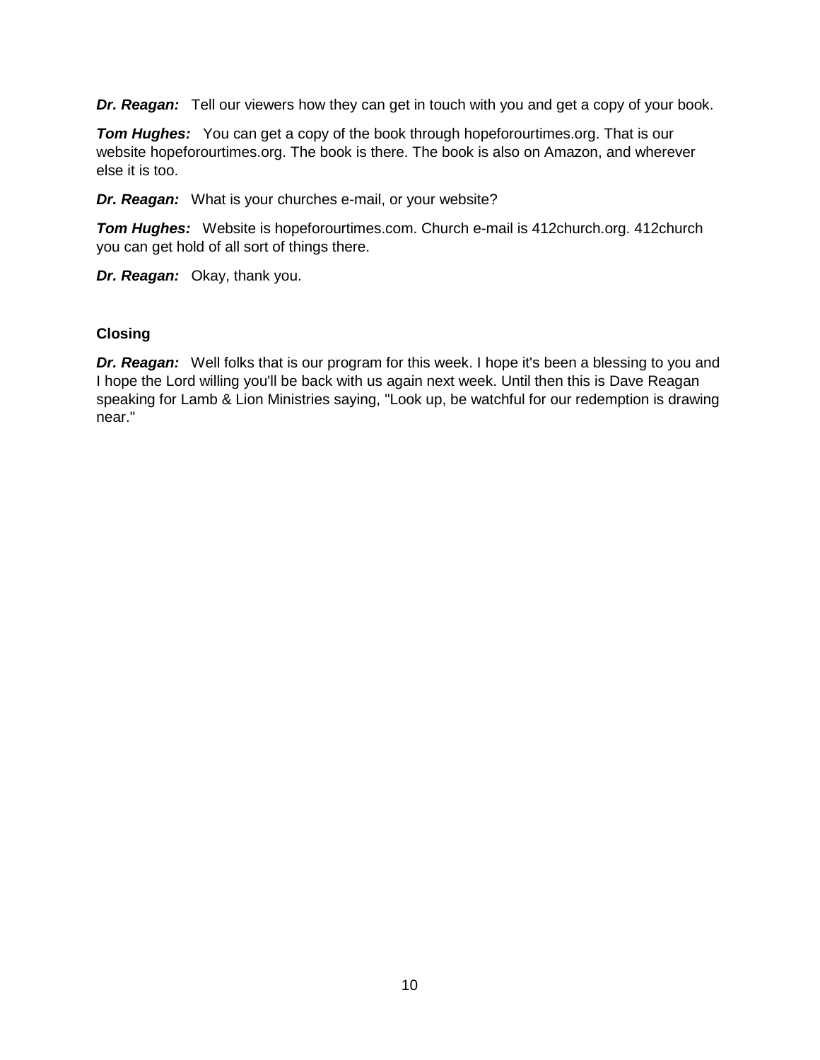***Dr. Reagan:*** Tell our viewers how they can get in touch with you and get a copy of your book.

***Tom Hughes:*** You can get a copy of the book through hopeforourtimes.org. That is our website hopeforourtimes.org. The book is there. The book is also on Amazon, and wherever else it is too.

***Dr. Reagan:*** What is your churches e-mail, or your website?

***Tom Hughes:*** Website is hopeforourtimes.com. Church e-mail is 412church.org. 412church you can get hold of all sort of things there.

***Dr. Reagan:*** Okay, thank you.

**Closing**

***Dr. Reagan:*** Well folks that is our program for this week. I hope it's been a blessing to you and I hope the Lord willing you'll be back with us again next week. Until then this is Dave Reagan speaking for Lamb & Lion Ministries saying, "Look up, be watchful for our redemption is drawing near."